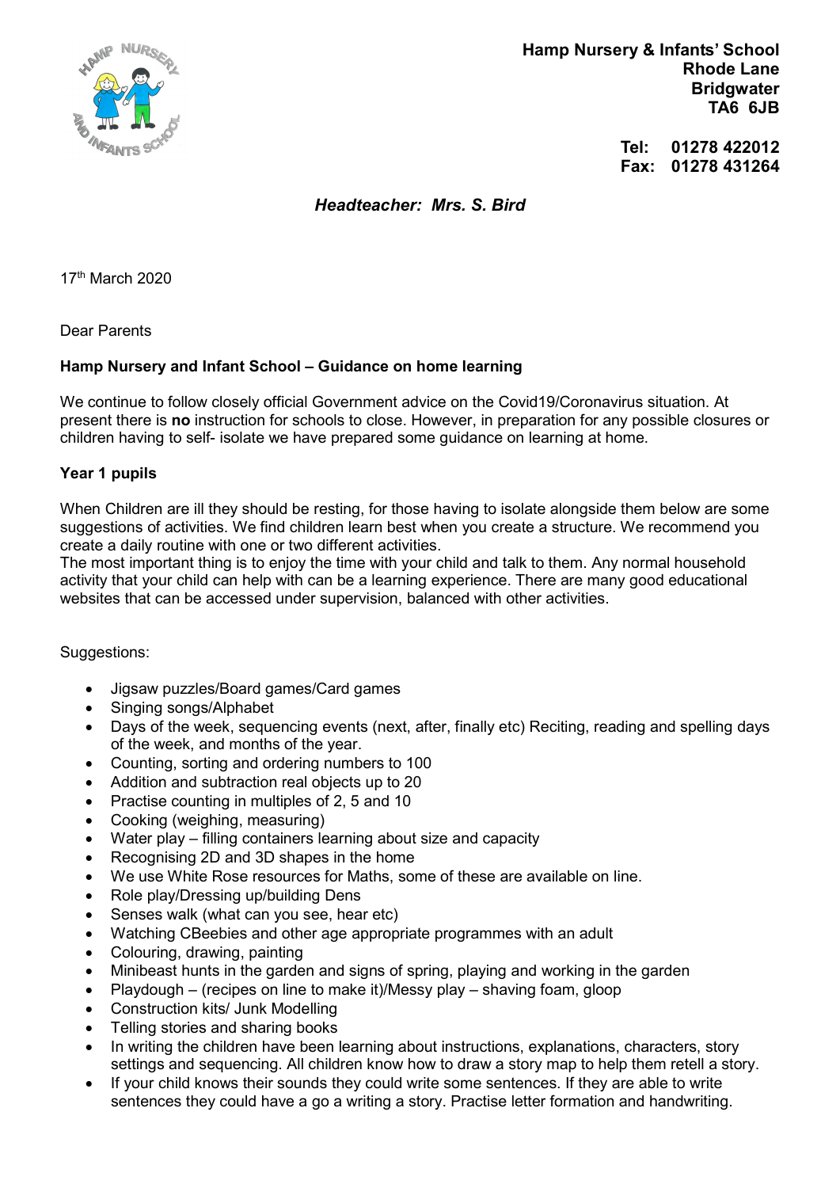**Hamp Nursery & Infants' School**
**Rhode Lane**
**Bridgwater**
**TA6 6JB**

**Tel: 01278 422012**
**Fax: 01278 431264**

***Headteacher: Mrs. S. Bird***

17th March 2020

Dear Parents

**Hamp Nursery and Infant School – Guidance on home learning**

We continue to follow closely official Government advice on the Covid19/Coronavirus situation. At present there is **no** instruction for schools to close. However, in preparation for any possible closures or children having to self- isolate we have prepared some guidance on learning at home.

**Year 1 pupils**

When Children are ill they should be resting, for those having to isolate alongside them below are some suggestions of activities. We find children learn best when you create a structure. We recommend you create a daily routine with one or two different activities.
The most important thing is to enjoy the time with your child and talk to them. Any normal household activity that your child can help with can be a learning experience. There are many good educational websites that can be accessed under supervision, balanced with other activities.

Suggestions:

- Jigsaw puzzles/Board games/Card games
- Singing songs/Alphabet
- Days of the week, sequencing events (next, after, finally etc) Reciting, reading and spelling days of the week, and months of the year.
- Counting, sorting and ordering numbers to 100
- Addition and subtraction real objects up to 20
- Practise counting in multiples of 2, 5 and 10
- Cooking (weighing, measuring)
- Water play – filling containers learning about size and capacity
- Recognising 2D and 3D shapes in the home
- We use White Rose resources for Maths, some of these are available on line.
- Role play/Dressing up/building Dens
- Senses walk (what can you see, hear etc)
- Watching CBeebies and other age appropriate programmes with an adult
- Colouring, drawing, painting
- Minibeast hunts in the garden and signs of spring, playing and working in the garden
- Playdough – (recipes on line to make it)/Messy play – shaving foam, gloop
- Construction kits/ Junk Modelling
- Telling stories and sharing books
- In writing the children have been learning about instructions, explanations, characters, story settings and sequencing. All children know how to draw a story map to help them retell a story.
- If your child knows their sounds they could write some sentences. If they are able to write sentences they could have a go a writing a story. Practise letter formation and handwriting.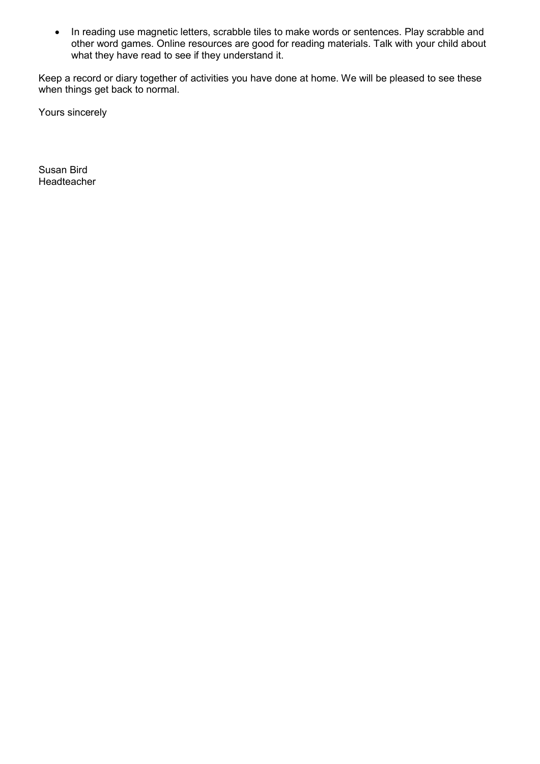- In reading use magnetic letters, scrabble tiles to make words or sentences. Play scrabble and other word games. Online resources are good for reading materials. Talk with your child about what they have read to see if they understand it.

Keep a record or diary together of activities you have done at home. We will be pleased to see these when things get back to normal.

Yours sincerely

Susan Bird
Headteacher